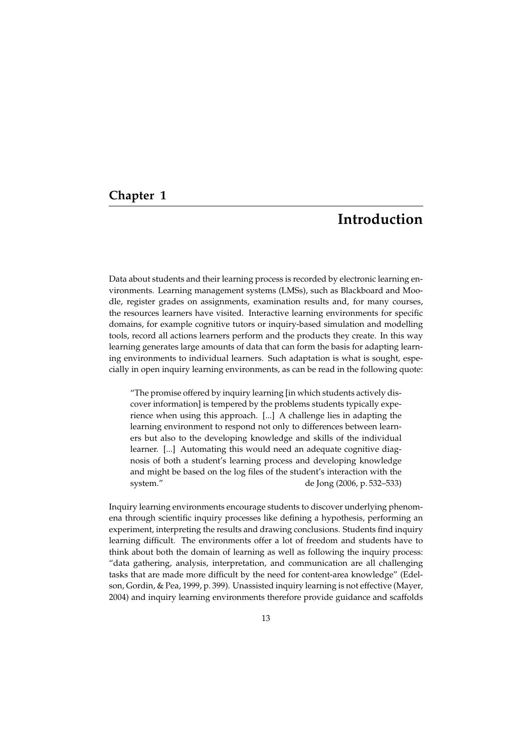# Chapter 1

# Introduction

Data about students and their learning process is recorded by electronic learning environments. Learning management systems (LMSs), such as Blackboard and Moodle, register grades on assignments, examination results and, for many courses, the resources learners have visited. Interactive learning environments for specific domains, for example cognitive tutors or inquiry-based simulation and modelling tools, record all actions learners perform and the products they create. In this way learning generates large amounts of data that can form the basis for adapting learning environments to individual learners. Such adaptation is what is sought, especially in open inquiry learning environments, as can be read in the following quote:

> "The promise offered by inquiry learning [in which students actively discover information] is tempered by the problems students typically experience when using this approach. [...] A challenge lies in adapting the learning environment to respond not only to differences between learners but also to the developing knowledge and skills of the individual learner. [...] Automating this would need an adequate cognitive diagnosis of both a student's learning process and developing knowledge and might be based on the log files of the student's interaction with the system." de Jong (2006, p. 532–533)

Inquiry learning environments encourage students to discover underlying phenomena through scientific inquiry processes like defining a hypothesis, performing an experiment, interpreting the results and drawing conclusions. Students find inquiry learning difficult. The environments offer a lot of freedom and students have to think about both the domain of learning as well as following the inquiry process: "data gathering, analysis, interpretation, and communication are all challenging tasks that are made more difficult by the need for content-area knowledge" (Edelson, Gordin, & Pea, 1999, p. 399). Unassisted inquiry learning is not effective (Mayer, 2004) and inquiry learning environments therefore provide guidance and scaffolds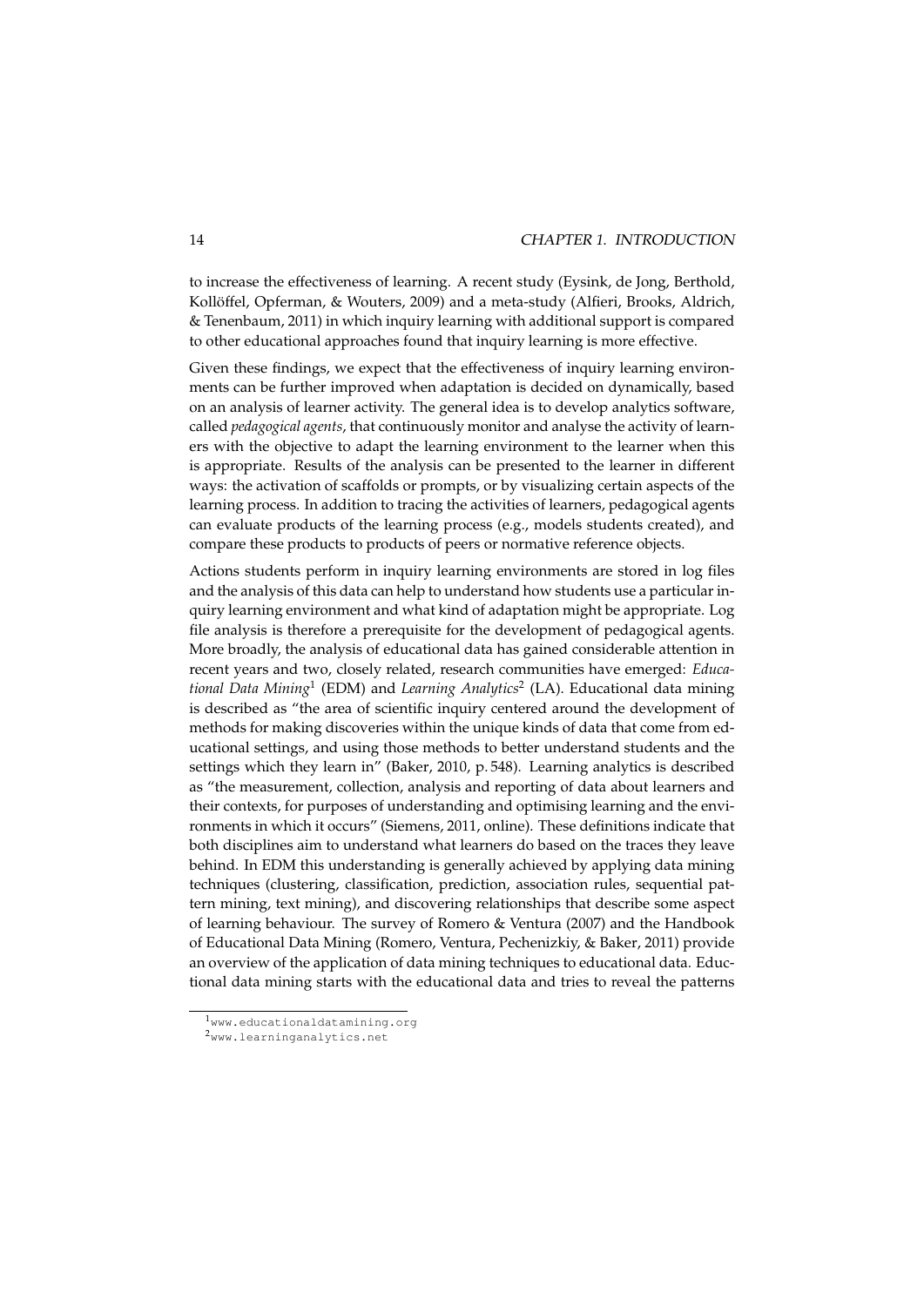to increase the effectiveness of learning. A recent study (Eysink, de Jong, Berthold, Kollöffel, Opferman, & Wouters, 2009) and a meta-study (Alfieri, Brooks, Aldrich, & Tenenbaum, 2011) in which inquiry learning with additional support is compared to other educational approaches found that inquiry learning is more effective.

Given these findings, we expect that the effectiveness of inquiry learning environments can be further improved when adaptation is decided on dynamically, based on an analysis of learner activity. The general idea is to develop analytics software, called *pedagogical agents*, that continuously monitor and analyse the activity of learners with the objective to adapt the learning environment to the learner when this is appropriate. Results of the analysis can be presented to the learner in different ways: the activation of scaffolds or prompts, or by visualizing certain aspects of the learning process. In addition to tracing the activities of learners, pedagogical agents can evaluate products of the learning process (e.g., models students created), and compare these products to products of peers or normative reference objects.

Actions students perform in inquiry learning environments are stored in log files and the analysis of this data can help to understand how students use a particular inquiry learning environment and what kind of adaptation might be appropriate. Log file analysis is therefore a prerequisite for the development of pedagogical agents. More broadly, the analysis of educational data has gained considerable attention in recent years and two, closely related, research communities have emerged: *Educational Data Mining*[1] (EDM) and *Learning Analytics*[2] (LA). Educational data mining is described as "the area of scientific inquiry centered around the development of methods for making discoveries within the unique kinds of data that come from educational settings, and using those methods to better understand students and the settings which they learn in" (Baker, 2010, p. 548). Learning analytics is described as "the measurement, collection, analysis and reporting of data about learners and their contexts, for purposes of understanding and optimising learning and the environments in which it occurs" (Siemens, 2011, online). These definitions indicate that both disciplines aim to understand what learners do based on the traces they leave behind. In EDM this understanding is generally achieved by applying data mining techniques (clustering, classification, prediction, association rules, sequential pattern mining, text mining), and discovering relationships that describe some aspect of learning behaviour. The survey of Romero & Ventura (2007) and the Handbook of Educational Data Mining (Romero, Ventura, Pechenizkiy, & Baker, 2011) provide an overview of the application of data mining techniques to educational data. Eductional data mining starts with the educational data and tries to reveal the patterns

[1] www.educationaldatamining.org

[2] www.learninganalytics.net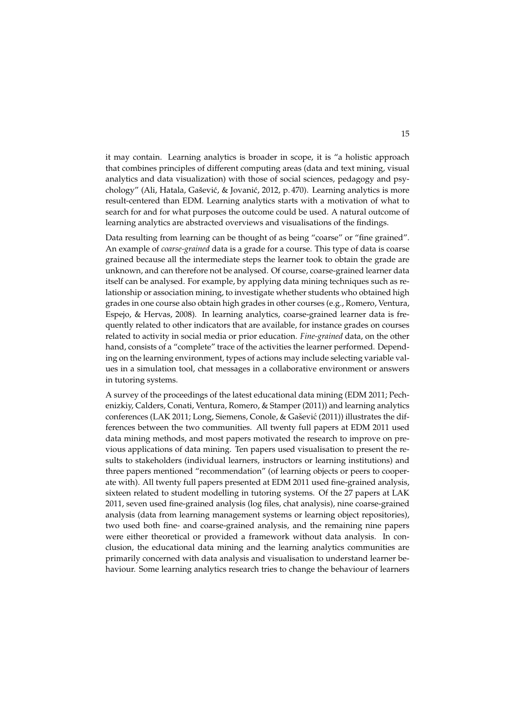it may contain. Learning analytics is broader in scope, it is "a holistic approach that combines principles of different computing areas (data and text mining, visual analytics and data visualization) with those of social sciences, pedagogy and psychology" (Ali, Hatala, Gašević, & Jovanić, 2012, p. 470). Learning analytics is more result-centered than EDM. Learning analytics starts with a motivation of what to search for and for what purposes the outcome could be used. A natural outcome of learning analytics are abstracted overviews and visualisations of the findings.

Data resulting from learning can be thought of as being "coarse" or "fine grained". An example of *coarse-grained* data is a grade for a course. This type of data is coarse grained because all the intermediate steps the learner took to obtain the grade are unknown, and can therefore not be analysed. Of course, coarse-grained learner data itself can be analysed. For example, by applying data mining techniques such as relationship or association mining, to investigate whether students who obtained high grades in one course also obtain high grades in other courses (e.g., Romero, Ventura, Espejo, & Hervas, 2008). In learning analytics, coarse-grained learner data is frequently related to other indicators that are available, for instance grades on courses related to activity in social media or prior education. *Fine-grained* data, on the other hand, consists of a "complete" trace of the activities the learner performed. Depending on the learning environment, types of actions may include selecting variable values in a simulation tool, chat messages in a collaborative environment or answers in tutoring systems.

A survey of the proceedings of the latest educational data mining (EDM 2011; Pechenizkiy, Calders, Conati, Ventura, Romero, & Stamper (2011)) and learning analytics conferences (LAK 2011; Long, Siemens, Conole, & Gašević (2011)) illustrates the differences between the two communities. All twenty full papers at EDM 2011 used data mining methods, and most papers motivated the research to improve on previous applications of data mining. Ten papers used visualisation to present the results to stakeholders (individual learners, instructors or learning institutions) and three papers mentioned "recommendation" (of learning objects or peers to cooperate with). All twenty full papers presented at EDM 2011 used fine-grained analysis, sixteen related to student modelling in tutoring systems. Of the 27 papers at LAK 2011, seven used fine-grained analysis (log files, chat analysis), nine coarse-grained analysis (data from learning management systems or learning object repositories), two used both fine- and coarse-grained analysis, and the remaining nine papers were either theoretical or provided a framework without data analysis. In conclusion, the educational data mining and the learning analytics communities are primarily concerned with data analysis and visualisation to understand learner behaviour. Some learning analytics research tries to change the behaviour of learners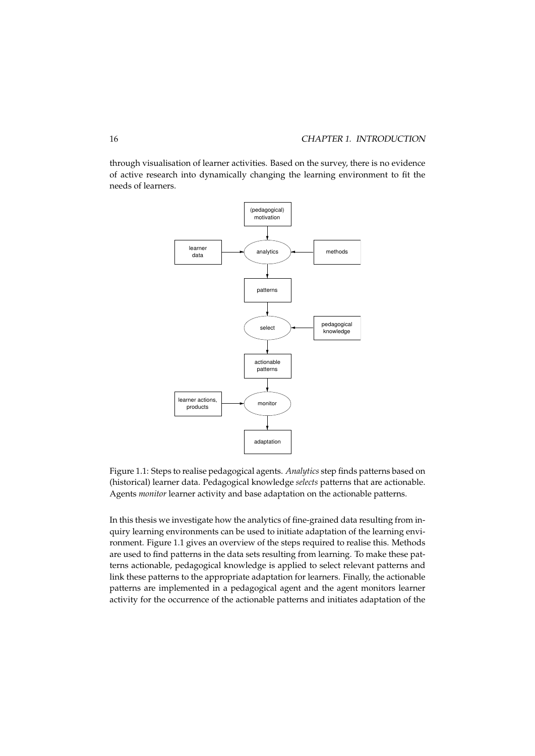through visualisation of learner activities. Based on the survey, there is no evidence of active research into dynamically changing the learning environment to fit the needs of learners.

Figure 1.1: Steps to realise pedagogical agents. *Analytics* step finds patterns based on (historical) learner data. Pedagogical knowledge *selects* patterns that are actionable. Agents *monitor* learner activity and base adaptation on the actionable patterns.

In this thesis we investigate how the analytics of fine-grained data resulting from inquiry learning environments can be used to initiate adaptation of the learning environment. Figure 1.1 gives an overview of the steps required to realise this. Methods are used to find patterns in the data sets resulting from learning. To make these patterns actionable, pedagogical knowledge is applied to select relevant patterns and link these patterns to the appropriate adaptation for learners. Finally, the actionable patterns are implemented in a pedagogical agent and the agent monitors learner activity for the occurrence of the actionable patterns and initiates adaptation of the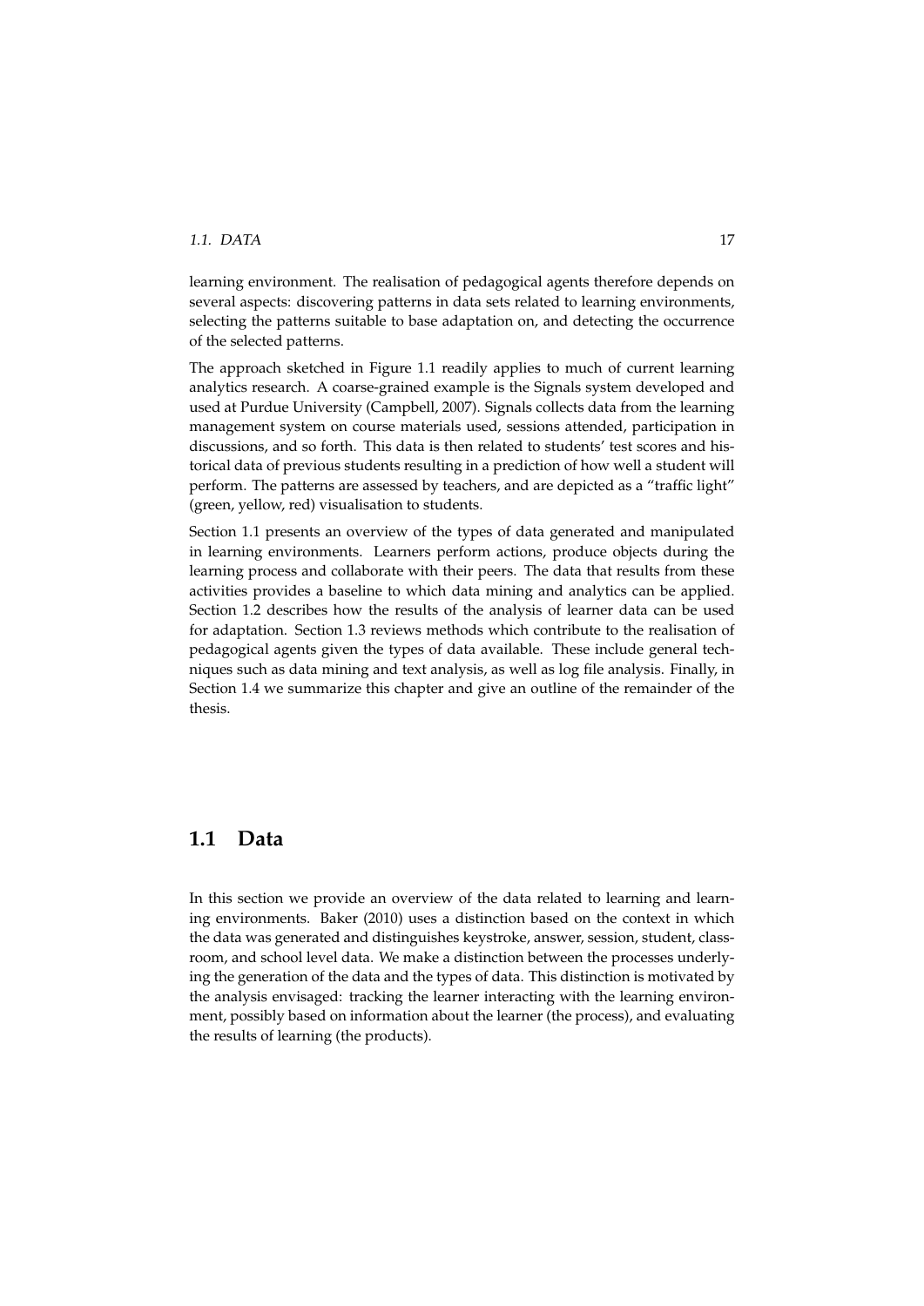learning environment. The realisation of pedagogical agents therefore depends on several aspects: discovering patterns in data sets related to learning environments, selecting the patterns suitable to base adaptation on, and detecting the occurrence of the selected patterns.

The approach sketched in Figure 1.1 readily applies to much of current learning analytics research. A coarse-grained example is the Signals system developed and used at Purdue University (Campbell, 2007). Signals collects data from the learning management system on course materials used, sessions attended, participation in discussions, and so forth. This data is then related to students' test scores and historical data of previous students resulting in a prediction of how well a student will perform. The patterns are assessed by teachers, and are depicted as a "traffic light" (green, yellow, red) visualisation to students.

Section 1.1 presents an overview of the types of data generated and manipulated in learning environments. Learners perform actions, produce objects during the learning process and collaborate with their peers. The data that results from these activities provides a baseline to which data mining and analytics can be applied. Section 1.2 describes how the results of the analysis of learner data can be used for adaptation. Section 1.3 reviews methods which contribute to the realisation of pedagogical agents given the types of data available. These include general techniques such as data mining and text analysis, as well as log file analysis. Finally, in Section 1.4 we summarize this chapter and give an outline of the remainder of the thesis.

## 1.1 Data

In this section we provide an overview of the data related to learning and learning environments. Baker (2010) uses a distinction based on the context in which the data was generated and distinguishes keystroke, answer, session, student, classroom, and school level data. We make a distinction between the processes underlying the generation of the data and the types of data. This distinction is motivated by the analysis envisaged: tracking the learner interacting with the learning environment, possibly based on information about the learner (the process), and evaluating the results of learning (the products).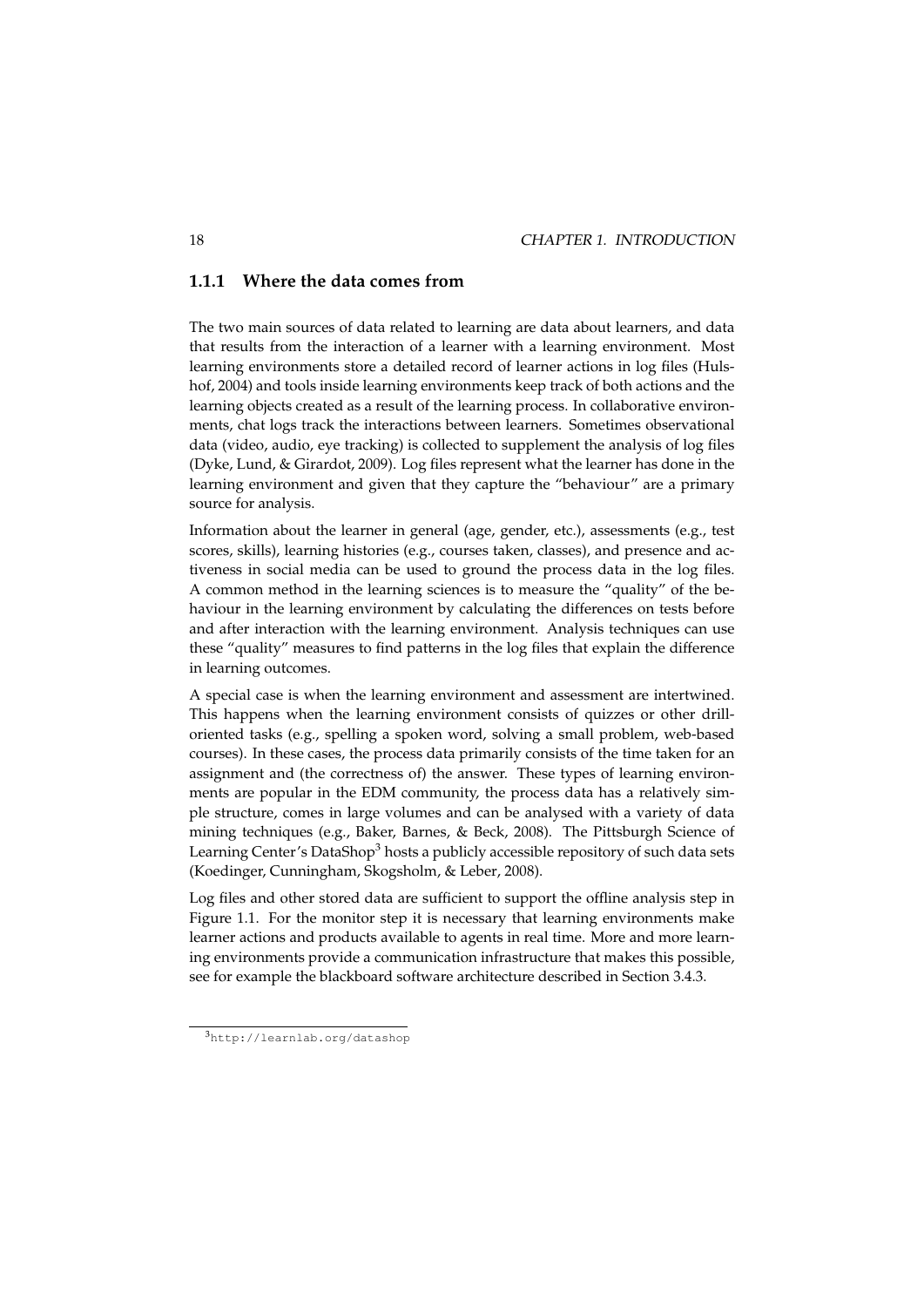### 1.1.1 Where the data comes from

The two main sources of data related to learning are data about learners, and data that results from the interaction of a learner with a learning environment. Most learning environments store a detailed record of learner actions in log files (Hulshof, 2004) and tools inside learning environments keep track of both actions and the learning objects created as a result of the learning process. In collaborative environments, chat logs track the interactions between learners. Sometimes observational data (video, audio, eye tracking) is collected to supplement the analysis of log files (Dyke, Lund, & Girardot, 2009). Log files represent what the learner has done in the learning environment and given that they capture the "behaviour" are a primary source for analysis.

Information about the learner in general (age, gender, etc.), assessments (e.g., test scores, skills), learning histories (e.g., courses taken, classes), and presence and activeness in social media can be used to ground the process data in the log files. A common method in the learning sciences is to measure the "quality" of the behaviour in the learning environment by calculating the differences on tests before and after interaction with the learning environment. Analysis techniques can use these "quality" measures to find patterns in the log files that explain the difference in learning outcomes.

A special case is when the learning environment and assessment are intertwined. This happens when the learning environment consists of quizzes or other drill-oriented tasks (e.g., spelling a spoken word, solving a small problem, web-based courses). In these cases, the process data primarily consists of the time taken for an assignment and (the correctness of) the answer. These types of learning environments are popular in the EDM community, the process data has a relatively simple structure, comes in large volumes and can be analysed with a variety of data mining techniques (e.g., Baker, Barnes, & Beck, 2008). The Pittsburgh Science of Learning Center's DataShop[3] hosts a publicly accessible repository of such data sets (Koedinger, Cunningham, Skogsholm, & Leber, 2008).

Log files and other stored data are sufficient to support the offline analysis step in Figure 1.1. For the monitor step it is necessary that learning environments make learner actions and products available to agents in real time. More and more learning environments provide a communication infrastructure that makes this possible, see for example the blackboard software architecture described in Section 3.4.3.

[3] `http://learnlab.org/datashop`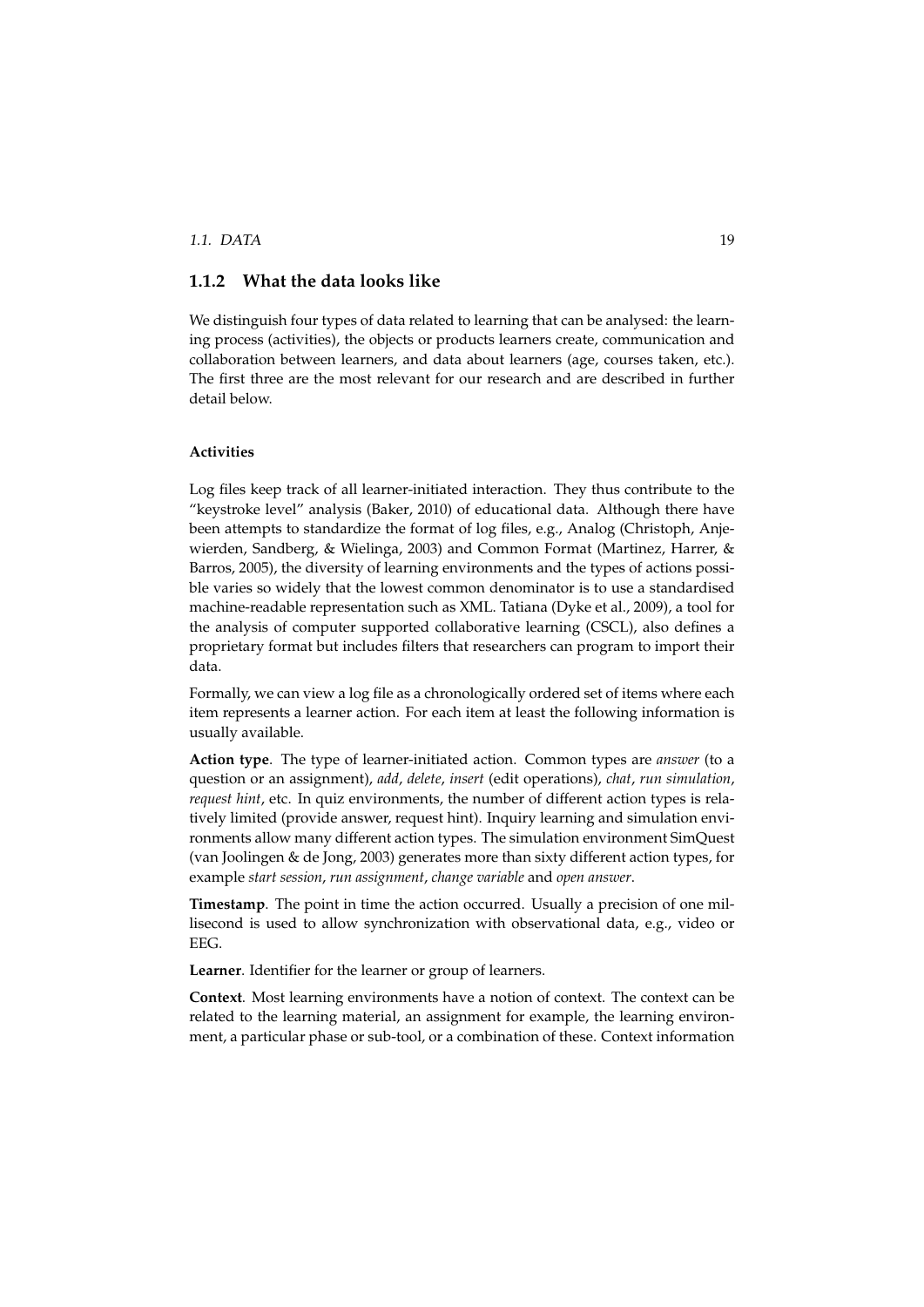### 1.1.2 What the data looks like

We distinguish four types of data related to learning that can be analysed: the learning process (activities), the objects or products learners create, communication and collaboration between learners, and data about learners (age, courses taken, etc.). The first three are the most relevant for our research and are described in further detail below.

#### Activities

Log files keep track of all learner-initiated interaction. They thus contribute to the "keystroke level" analysis (Baker, 2010) of educational data. Although there have been attempts to standardize the format of log files, e.g., Analog (Christoph, Anjewierden, Sandberg, & Wielinga, 2003) and Common Format (Martinez, Harrer, & Barros, 2005), the diversity of learning environments and the types of actions possible varies so widely that the lowest common denominator is to use a standardised machine-readable representation such as XML. Tatiana (Dyke et al., 2009), a tool for the analysis of computer supported collaborative learning (CSCL), also defines a proprietary format but includes filters that researchers can program to import their data.

Formally, we can view a log file as a chronologically ordered set of items where each item represents a learner action. For each item at least the following information is usually available.

**Action type**. The type of learner-initiated action. Common types are *answer* (to a question or an assignment), *add*, *delete*, *insert* (edit operations), *chat*, *run simulation*, *request hint*, etc. In quiz environments, the number of different action types is relatively limited (provide answer, request hint). Inquiry learning and simulation environments allow many different action types. The simulation environment SimQuest (van Joolingen & de Jong, 2003) generates more than sixty different action types, for example *start session*, *run assignment*, *change variable* and *open answer*.

**Timestamp**. The point in time the action occurred. Usually a precision of one millisecond is used to allow synchronization with observational data, e.g., video or EEG.

**Learner**. Identifier for the learner or group of learners.

**Context**. Most learning environments have a notion of context. The context can be related to the learning material, an assignment for example, the learning environment, a particular phase or sub-tool, or a combination of these. Context information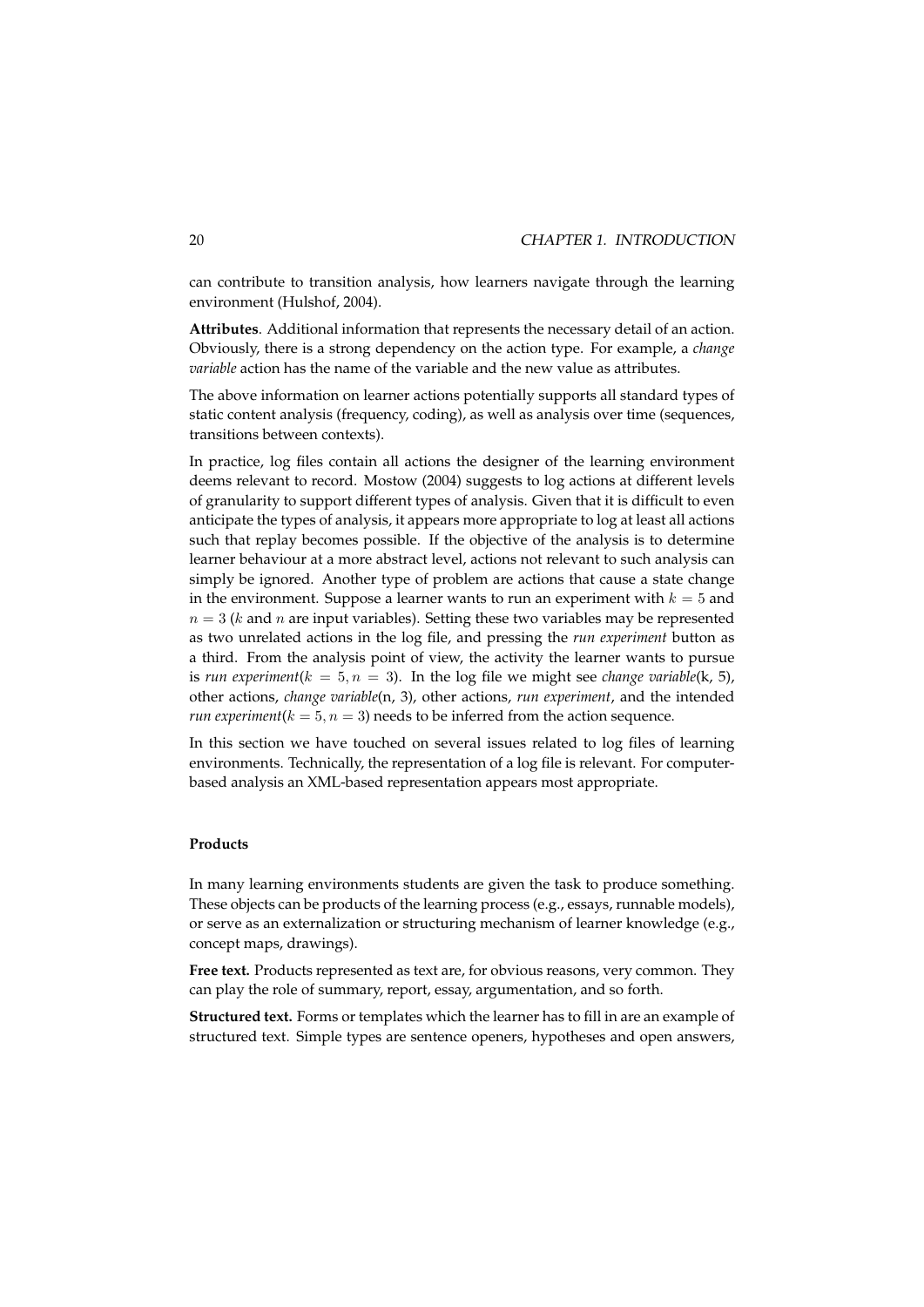can contribute to transition analysis, how learners navigate through the learning environment (Hulshof, 2004).

**Attributes**. Additional information that represents the necessary detail of an action. Obviously, there is a strong dependency on the action type. For example, a *change variable* action has the name of the variable and the new value as attributes.

The above information on learner actions potentially supports all standard types of static content analysis (frequency, coding), as well as analysis over time (sequences, transitions between contexts).

In practice, log files contain all actions the designer of the learning environment deems relevant to record. Mostow (2004) suggests to log actions at different levels of granularity to support different types of analysis. Given that it is difficult to even anticipate the types of analysis, it appears more appropriate to log at least all actions such that replay becomes possible. If the objective of the analysis is to determine learner behaviour at a more abstract level, actions not relevant to such analysis can simply be ignored. Another type of problem are actions that cause a state change in the environment. Suppose a learner wants to run an experiment with $k = 5$ and $n = 3$ ($k$ and $n$ are input variables). Setting these two variables may be represented as two unrelated actions in the log file, and pressing the *run experiment* button as a third. From the analysis point of view, the activity the learner wants to pursue is *run experiment*($k = 5, n = 3$). In the log file we might see *change variable*(k, 5), other actions, *change variable*(n, 3), other actions, *run experiment*, and the intended *run experiment*($k = 5, n = 3$) needs to be inferred from the action sequence.

In this section we have touched on several issues related to log files of learning environments. Technically, the representation of a log file is relevant. For computer-based analysis an XML-based representation appears most appropriate.

#### Products

In many learning environments students are given the task to produce something. These objects can be products of the learning process (e.g., essays, runnable models), or serve as an externalization or structuring mechanism of learner knowledge (e.g., concept maps, drawings).

**Free text.** Products represented as text are, for obvious reasons, very common. They can play the role of summary, report, essay, argumentation, and so forth.

**Structured text.** Forms or templates which the learner has to fill in are an example of structured text. Simple types are sentence openers, hypotheses and open answers,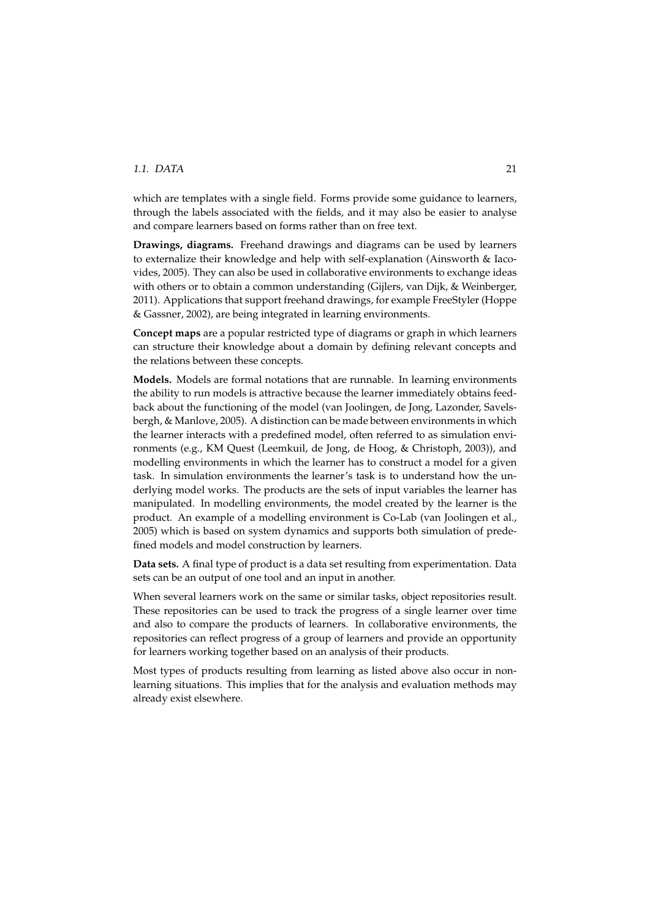which are templates with a single field. Forms provide some guidance to learners, through the labels associated with the fields, and it may also be easier to analyse and compare learners based on forms rather than on free text.

**Drawings, diagrams.** Freehand drawings and diagrams can be used by learners to externalize their knowledge and help with self-explanation (Ainsworth & Iacovides, 2005). They can also be used in collaborative environments to exchange ideas with others or to obtain a common understanding (Gijlers, van Dijk, & Weinberger, 2011). Applications that support freehand drawings, for example FreeStyler (Hoppe & Gassner, 2002), are being integrated in learning environments.

**Concept maps** are a popular restricted type of diagrams or graph in which learners can structure their knowledge about a domain by defining relevant concepts and the relations between these concepts.

**Models.** Models are formal notations that are runnable. In learning environments the ability to run models is attractive because the learner immediately obtains feedback about the functioning of the model (van Joolingen, de Jong, Lazonder, Savelsbergh, & Manlove, 2005). A distinction can be made between environments in which the learner interacts with a predefined model, often referred to as simulation environments (e.g., KM Quest (Leemkuil, de Jong, de Hoog, & Christoph, 2003)), and modelling environments in which the learner has to construct a model for a given task. In simulation environments the learner's task is to understand how the underlying model works. The products are the sets of input variables the learner has manipulated. In modelling environments, the model created by the learner is the product. An example of a modelling environment is Co-Lab (van Joolingen et al., 2005) which is based on system dynamics and supports both simulation of predefined models and model construction by learners.

**Data sets.** A final type of product is a data set resulting from experimentation. Data sets can be an output of one tool and an input in another.

When several learners work on the same or similar tasks, object repositories result. These repositories can be used to track the progress of a single learner over time and also to compare the products of learners. In collaborative environments, the repositories can reflect progress of a group of learners and provide an opportunity for learners working together based on an analysis of their products.

Most types of products resulting from learning as listed above also occur in non-learning situations. This implies that for the analysis and evaluation methods may already exist elsewhere.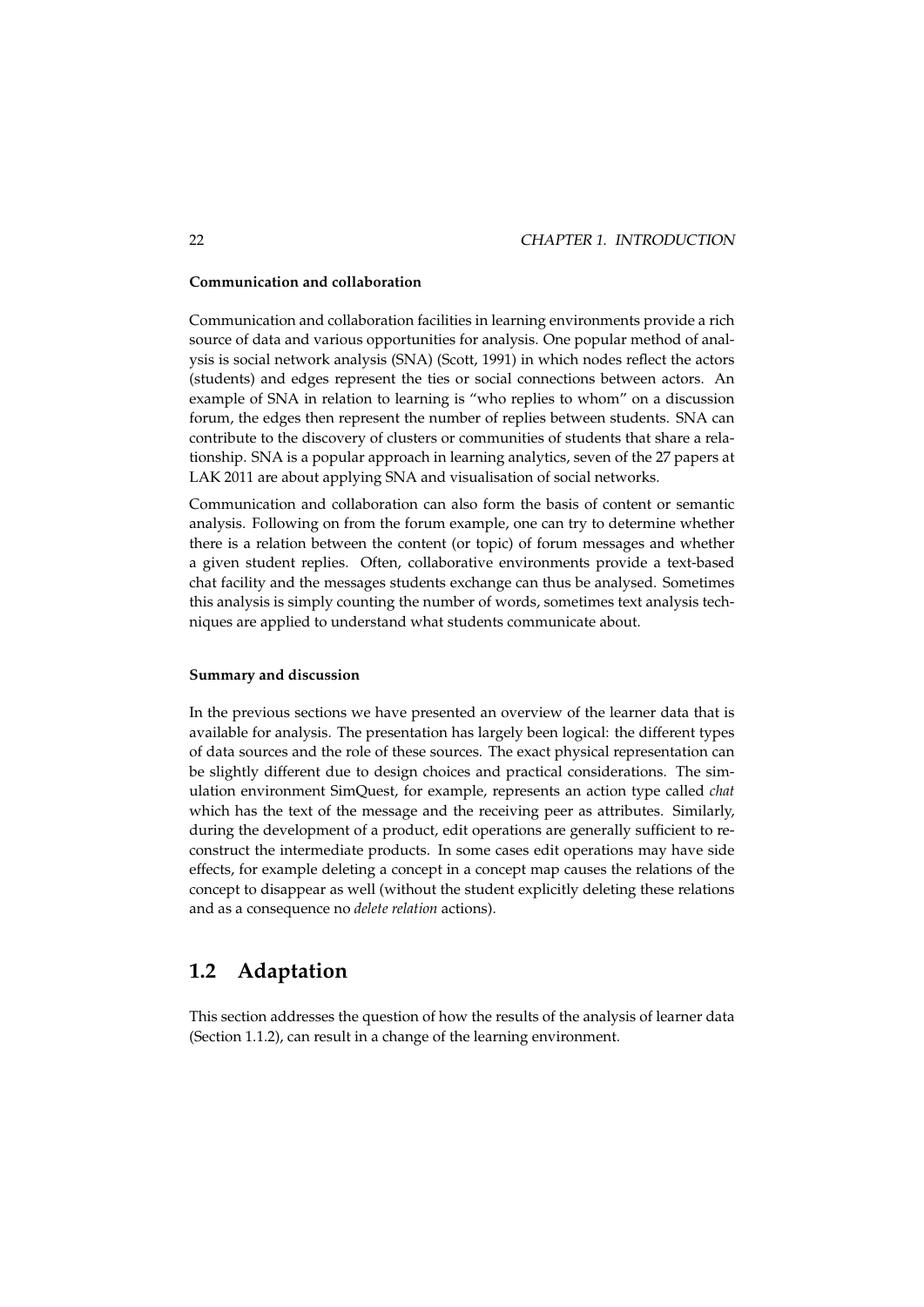#### Communication and collaboration

Communication and collaboration facilities in learning environments provide a rich source of data and various opportunities for analysis. One popular method of analysis is social network analysis (SNA) (Scott, 1991) in which nodes reflect the actors (students) and edges represent the ties or social connections between actors. An example of SNA in relation to learning is "who replies to whom" on a discussion forum, the edges then represent the number of replies between students. SNA can contribute to the discovery of clusters or communities of students that share a relationship. SNA is a popular approach in learning analytics, seven of the 27 papers at LAK 2011 are about applying SNA and visualisation of social networks.

Communication and collaboration can also form the basis of content or semantic analysis. Following on from the forum example, one can try to determine whether there is a relation between the content (or topic) of forum messages and whether a given student replies. Often, collaborative environments provide a text-based chat facility and the messages students exchange can thus be analysed. Sometimes this analysis is simply counting the number of words, sometimes text analysis techniques are applied to understand what students communicate about.

#### Summary and discussion

In the previous sections we have presented an overview of the learner data that is available for analysis. The presentation has largely been logical: the different types of data sources and the role of these sources. The exact physical representation can be slightly different due to design choices and practical considerations. The simulation environment SimQuest, for example, represents an action type called *chat* which has the text of the message and the receiving peer as attributes. Similarly, during the development of a product, edit operations are generally sufficient to reconstruct the intermediate products. In some cases edit operations may have side effects, for example deleting a concept in a concept map causes the relations of the concept to disappear as well (without the student explicitly deleting these relations and as a consequence no *delete relation* actions).

## 1.2 Adaptation

This section addresses the question of how the results of the analysis of learner data (Section 1.1.2), can result in a change of the learning environment.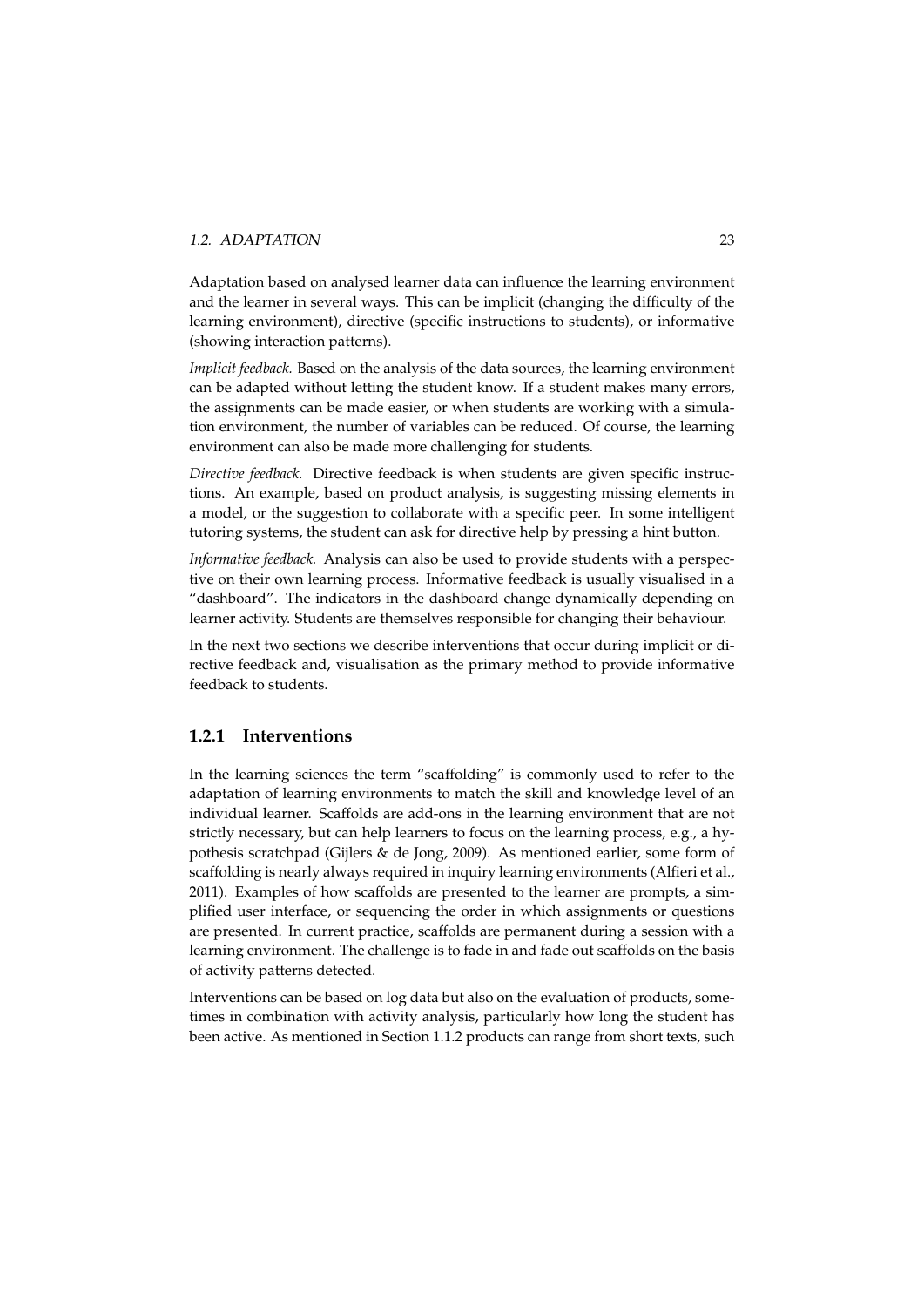Adaptation based on analysed learner data can influence the learning environment and the learner in several ways. This can be implicit (changing the difficulty of the learning environment), directive (specific instructions to students), or informative (showing interaction patterns).

*Implicit feedback.* Based on the analysis of the data sources, the learning environment can be adapted without letting the student know. If a student makes many errors, the assignments can be made easier, or when students are working with a simulation environment, the number of variables can be reduced. Of course, the learning environment can also be made more challenging for students.

*Directive feedback.* Directive feedback is when students are given specific instructions. An example, based on product analysis, is suggesting missing elements in a model, or the suggestion to collaborate with a specific peer. In some intelligent tutoring systems, the student can ask for directive help by pressing a hint button.

*Informative feedback.* Analysis can also be used to provide students with a perspective on their own learning process. Informative feedback is usually visualised in a "dashboard". The indicators in the dashboard change dynamically depending on learner activity. Students are themselves responsible for changing their behaviour.

In the next two sections we describe interventions that occur during implicit or directive feedback and, visualisation as the primary method to provide informative feedback to students.

### 1.2.1 Interventions

In the learning sciences the term "scaffolding" is commonly used to refer to the adaptation of learning environments to match the skill and knowledge level of an individual learner. Scaffolds are add-ons in the learning environment that are not strictly necessary, but can help learners to focus on the learning process, e.g., a hypothesis scratchpad (Gijlers & de Jong, 2009). As mentioned earlier, some form of scaffolding is nearly always required in inquiry learning environments (Alfieri et al., 2011). Examples of how scaffolds are presented to the learner are prompts, a simplified user interface, or sequencing the order in which assignments or questions are presented. In current practice, scaffolds are permanent during a session with a learning environment. The challenge is to fade in and fade out scaffolds on the basis of activity patterns detected.

Interventions can be based on log data but also on the evaluation of products, sometimes in combination with activity analysis, particularly how long the student has been active. As mentioned in Section 1.1.2 products can range from short texts, such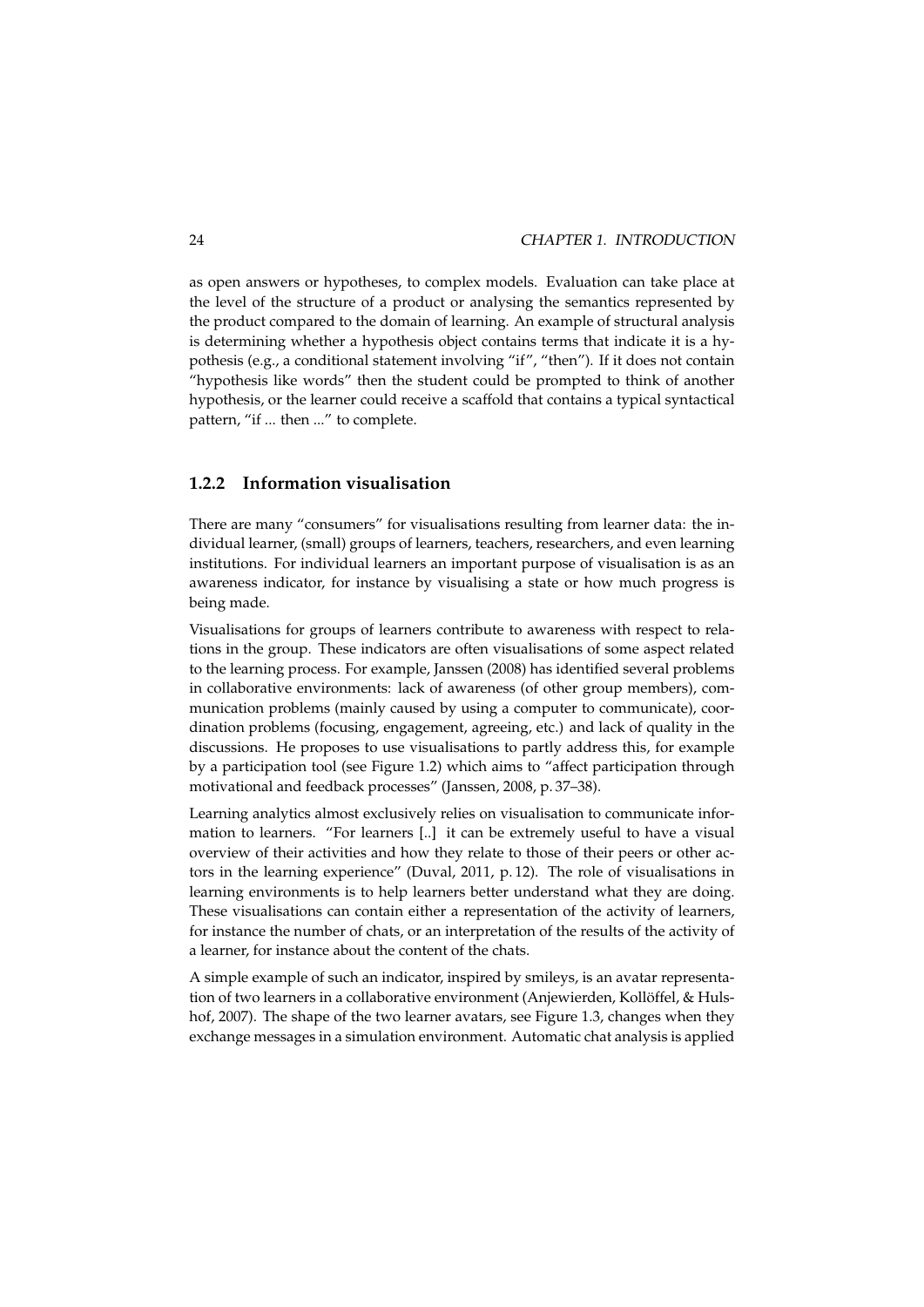as open answers or hypotheses, to complex models. Evaluation can take place at the level of the structure of a product or analysing the semantics represented by the product compared to the domain of learning. An example of structural analysis is determining whether a hypothesis object contains terms that indicate it is a hypothesis (e.g., a conditional statement involving "if", "then"). If it does not contain "hypothesis like words" then the student could be prompted to think of another hypothesis, or the learner could receive a scaffold that contains a typical syntactical pattern, "if ... then ..." to complete.

### 1.2.2 Information visualisation

There are many "consumers" for visualisations resulting from learner data: the individual learner, (small) groups of learners, teachers, researchers, and even learning institutions. For individual learners an important purpose of visualisation is as an awareness indicator, for instance by visualising a state or how much progress is being made.

Visualisations for groups of learners contribute to awareness with respect to relations in the group. These indicators are often visualisations of some aspect related to the learning process. For example, Janssen (2008) has identified several problems in collaborative environments: lack of awareness (of other group members), communication problems (mainly caused by using a computer to communicate), coordination problems (focusing, engagement, agreeing, etc.) and lack of quality in the discussions. He proposes to use visualisations to partly address this, for example by a participation tool (see Figure 1.2) which aims to "affect participation through motivational and feedback processes" (Janssen, 2008, p. 37–38).

Learning analytics almost exclusively relies on visualisation to communicate information to learners. "For learners [..] it can be extremely useful to have a visual overview of their activities and how they relate to those of their peers or other actors in the learning experience" (Duval, 2011, p. 12). The role of visualisations in learning environments is to help learners better understand what they are doing. These visualisations can contain either a representation of the activity of learners, for instance the number of chats, or an interpretation of the results of the activity of a learner, for instance about the content of the chats.

A simple example of such an indicator, inspired by smileys, is an avatar representation of two learners in a collaborative environment (Anjewierden, Kollöffel, & Hulshof, 2007). The shape of the two learner avatars, see Figure 1.3, changes when they exchange messages in a simulation environment. Automatic chat analysis is applied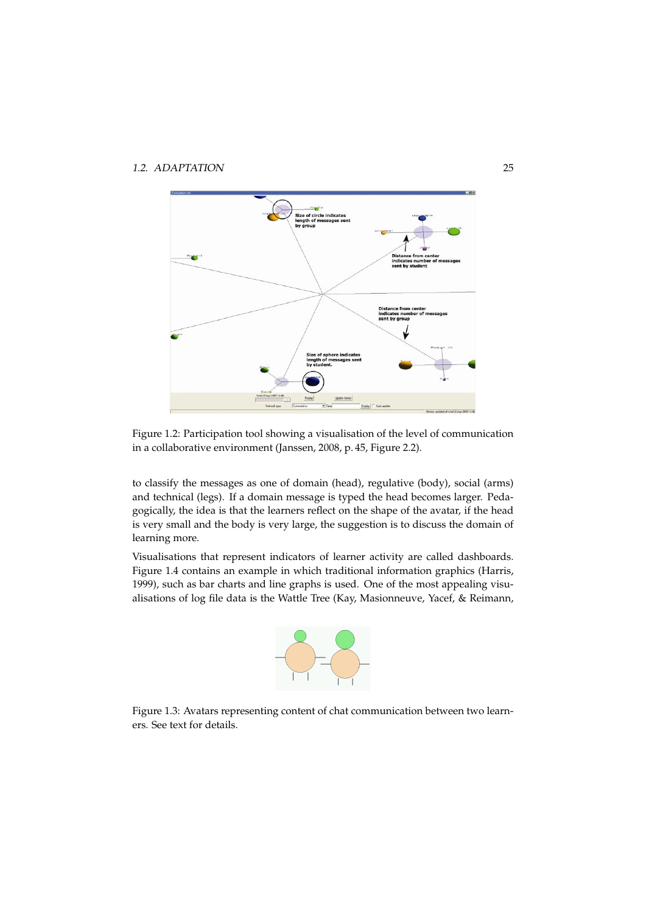Figure 1.2: Participation tool showing a visualisation of the level of communication in a collaborative environment (Janssen, 2008, p. 45, Figure 2.2).

to classify the messages as one of domain (head), regulative (body), social (arms) and technical (legs). If a domain message is typed the head becomes larger. Pedagogically, the idea is that the learners reflect on the shape of the avatar, if the head is very small and the body is very large, the suggestion is to discuss the domain of learning more.

Visualisations that represent indicators of learner activity are called dashboards. Figure 1.4 contains an example in which traditional information graphics (Harris, 1999), such as bar charts and line graphs is used. One of the most appealing visualisations of log file data is the Wattle Tree (Kay, Masionneuve, Yacef, & Reimann,

Figure 1.3: Avatars representing content of chat communication between two learners. See text for details.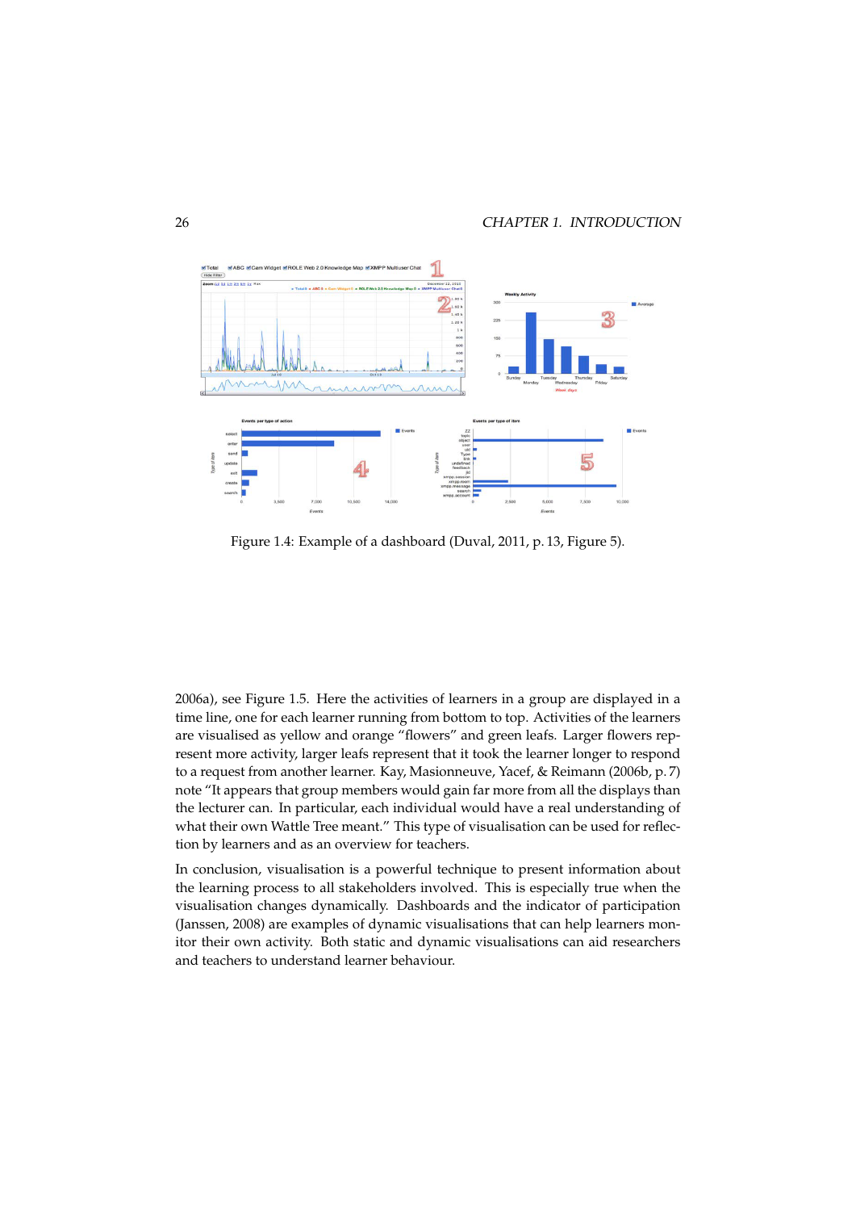Figure 1.4: Example of a dashboard (Duval, 2011, p. 13, Figure 5).

2006a), see Figure 1.5. Here the activities of learners in a group are displayed in a time line, one for each learner running from bottom to top. Activities of the learners are visualised as yellow and orange "flowers" and green leafs. Larger flowers represent more activity, larger leafs represent that it took the learner longer to respond to a request from another learner. Kay, Masionneuve, Yacef, & Reimann (2006b, p. 7) note "It appears that group members would gain far more from all the displays than the lecturer can. In particular, each individual would have a real understanding of what their own Wattle Tree meant." This type of visualisation can be used for reflection by learners and as an overview for teachers.

In conclusion, visualisation is a powerful technique to present information about the learning process to all stakeholders involved. This is especially true when the visualisation changes dynamically. Dashboards and the indicator of participation (Janssen, 2008) are examples of dynamic visualisations that can help learners monitor their own activity. Both static and dynamic visualisations can aid researchers and teachers to understand learner behaviour.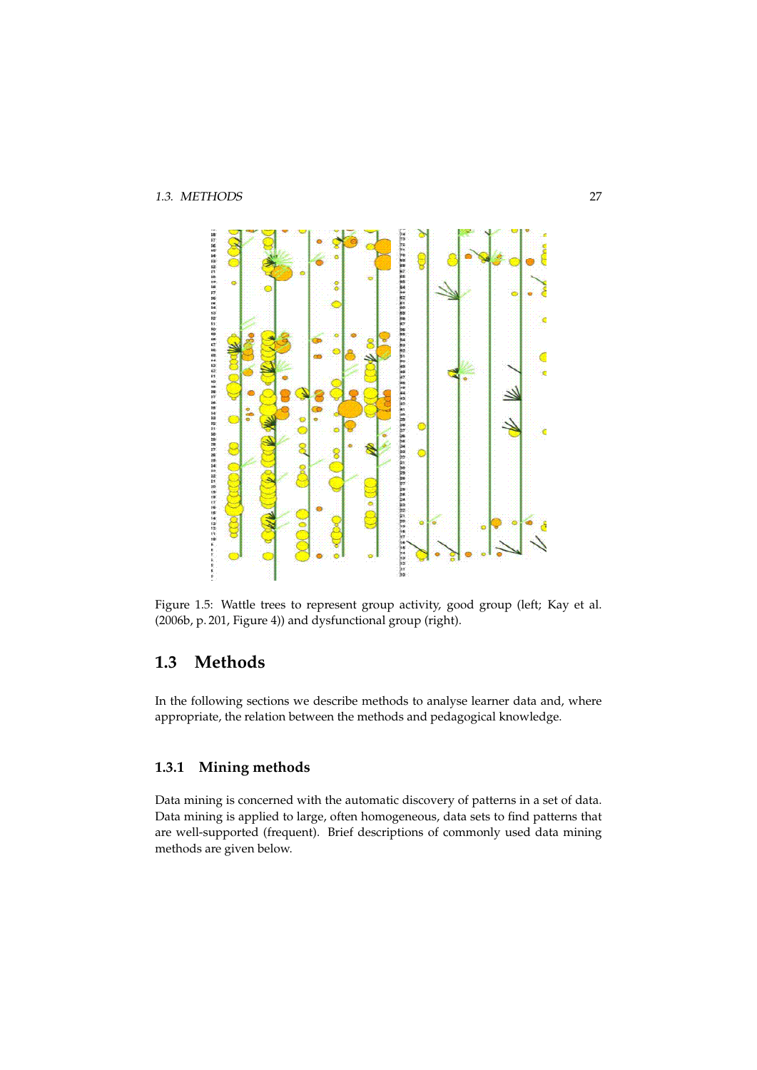Figure 1.5: Wattle trees to represent group activity, good group (left; Kay et al. (2006b, p. 201, Figure 4)) and dysfunctional group (right).

## 1.3 Methods

In the following sections we describe methods to analyse learner data and, where appropriate, the relation between the methods and pedagogical knowledge.

### 1.3.1 Mining methods

Data mining is concerned with the automatic discovery of patterns in a set of data. Data mining is applied to large, often homogeneous, data sets to find patterns that are well-supported (frequent). Brief descriptions of commonly used data mining methods are given below.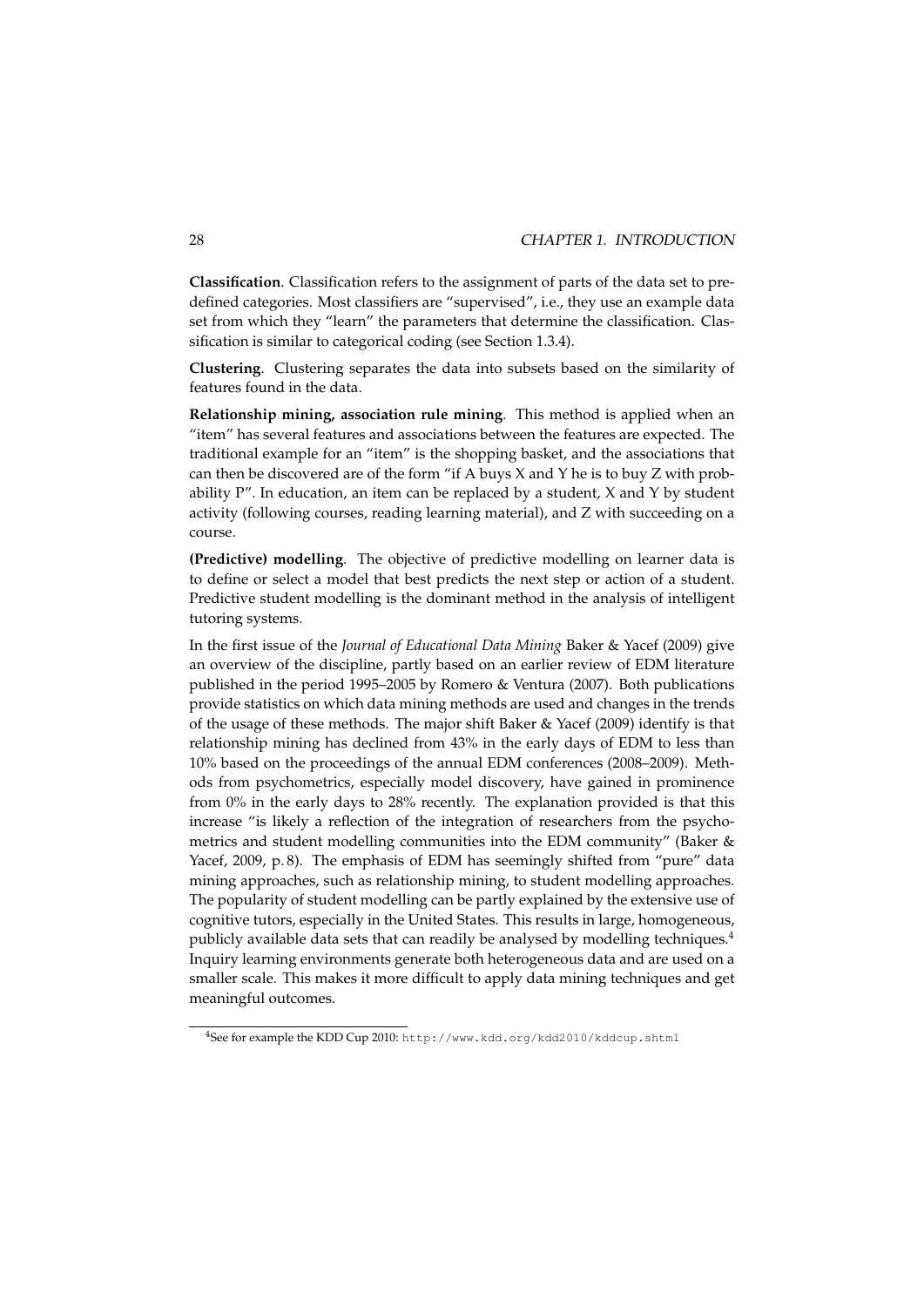**Classification**. Classification refers to the assignment of parts of the data set to predefined categories. Most classifiers are "supervised", i.e., they use an example data set from which they "learn" the parameters that determine the classification. Classification is similar to categorical coding (see Section 1.3.4).

**Clustering**. Clustering separates the data into subsets based on the similarity of features found in the data.

**Relationship mining, association rule mining**. This method is applied when an "item" has several features and associations between the features are expected. The traditional example for an "item" is the shopping basket, and the associations that can then be discovered are of the form "if A buys X and Y he is to buy Z with probability P". In education, an item can be replaced by a student, X and Y by student activity (following courses, reading learning material), and Z with succeeding on a course.

**(Predictive) modelling**. The objective of predictive modelling on learner data is to define or select a model that best predicts the next step or action of a student. Predictive student modelling is the dominant method in the analysis of intelligent tutoring systems.

In the first issue of the *Journal of Educational Data Mining* Baker & Yacef (2009) give an overview of the discipline, partly based on an earlier review of EDM literature published in the period 1995–2005 by Romero & Ventura (2007). Both publications provide statistics on which data mining methods are used and changes in the trends of the usage of these methods. The major shift Baker & Yacef (2009) identify is that relationship mining has declined from 43% in the early days of EDM to less than 10% based on the proceedings of the annual EDM conferences (2008–2009). Methods from psychometrics, especially model discovery, have gained in prominence from 0% in the early days to 28% recently. The explanation provided is that this increase "is likely a reflection of the integration of researchers from the psychometrics and student modelling communities into the EDM community" (Baker & Yacef, 2009, p. 8). The emphasis of EDM has seemingly shifted from "pure" data mining approaches, such as relationship mining, to student modelling approaches. The popularity of student modelling can be partly explained by the extensive use of cognitive tutors, especially in the United States. This results in large, homogeneous, publicly available data sets that can readily be analysed by modelling techniques.[4] Inquiry learning environments generate both heterogeneous data and are used on a smaller scale. This makes it more difficult to apply data mining techniques and get meaningful outcomes.

[4]See for example the KDD Cup 2010: http://www.kdd.org/kdd2010/kddcup.shtml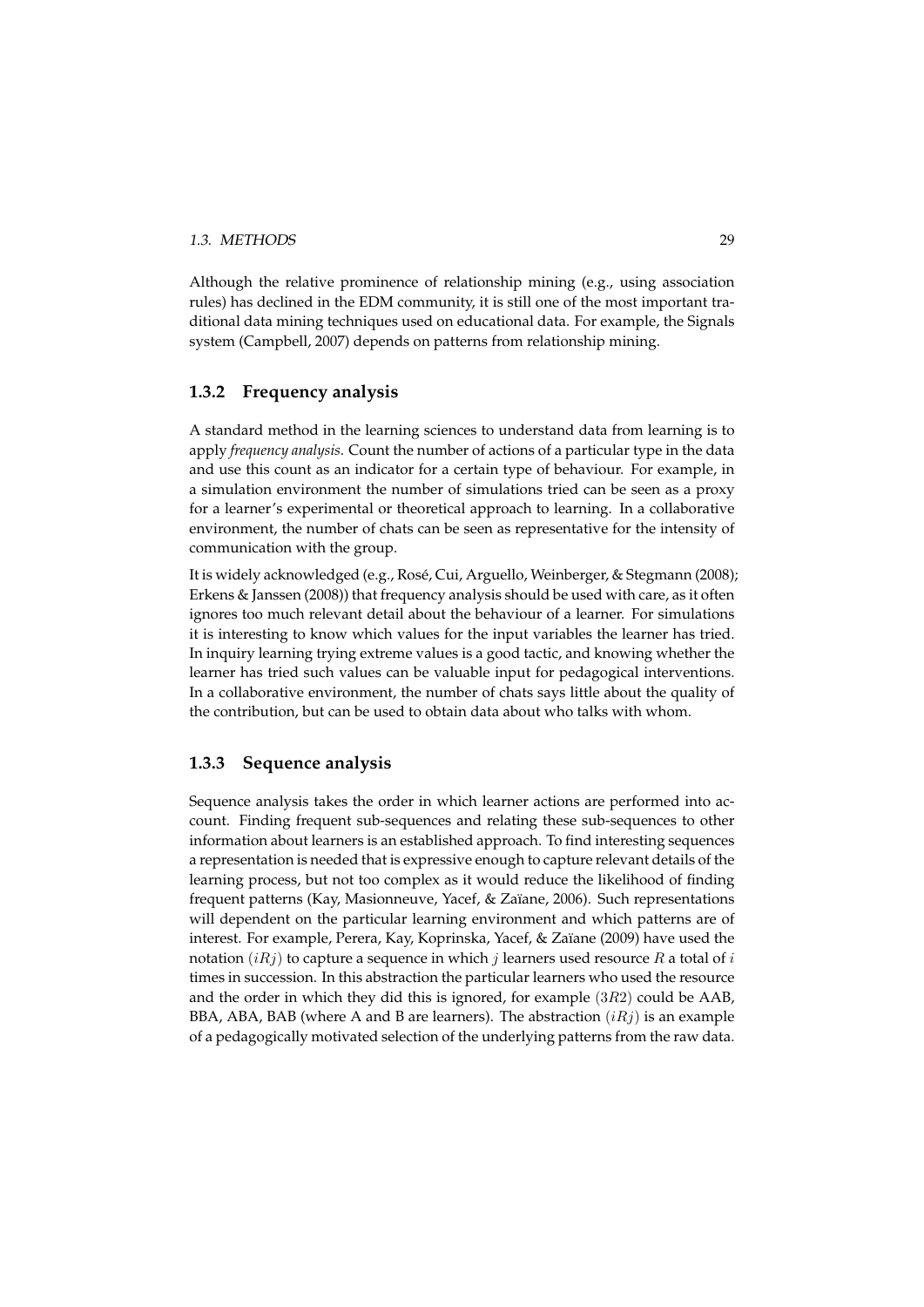Although the relative prominence of relationship mining (e.g., using association rules) has declined in the EDM community, it is still one of the most important traditional data mining techniques used on educational data. For example, the Signals system (Campbell, 2007) depends on patterns from relationship mining.

### 1.3.2 Frequency analysis

A standard method in the learning sciences to understand data from learning is to apply *frequency analysis*. Count the number of actions of a particular type in the data and use this count as an indicator for a certain type of behaviour. For example, in a simulation environment the number of simulations tried can be seen as a proxy for a learner's experimental or theoretical approach to learning. In a collaborative environment, the number of chats can be seen as representative for the intensity of communication with the group.

It is widely acknowledged (e.g., Rosé, Cui, Arguello, Weinberger, & Stegmann (2008); Erkens & Janssen (2008)) that frequency analysis should be used with care, as it often ignores too much relevant detail about the behaviour of a learner. For simulations it is interesting to know which values for the input variables the learner has tried. In inquiry learning trying extreme values is a good tactic, and knowing whether the learner has tried such values can be valuable input for pedagogical interventions. In a collaborative environment, the number of chats says little about the quality of the contribution, but can be used to obtain data about who talks with whom.

### 1.3.3 Sequence analysis

Sequence analysis takes the order in which learner actions are performed into account. Finding frequent sub-sequences and relating these sub-sequences to other information about learners is an established approach. To find interesting sequences a representation is needed that is expressive enough to capture relevant details of the learning process, but not too complex as it would reduce the likelihood of finding frequent patterns (Kay, Masionneuve, Yacef, & Zaïane, 2006). Such representations will dependent on the particular learning environment and which patterns are of interest. For example, Perera, Kay, Koprinska, Yacef, & Zaïane (2009) have used the notation $(iRj)$ to capture a sequence in which $j$ learners used resource $R$ a total of $i$ times in succession. In this abstraction the particular learners who used the resource and the order in which they did this is ignored, for example $(3R2)$ could be AAB, BBA, ABA, BAB (where A and B are learners). The abstraction $(iRj)$ is an example of a pedagogically motivated selection of the underlying patterns from the raw data.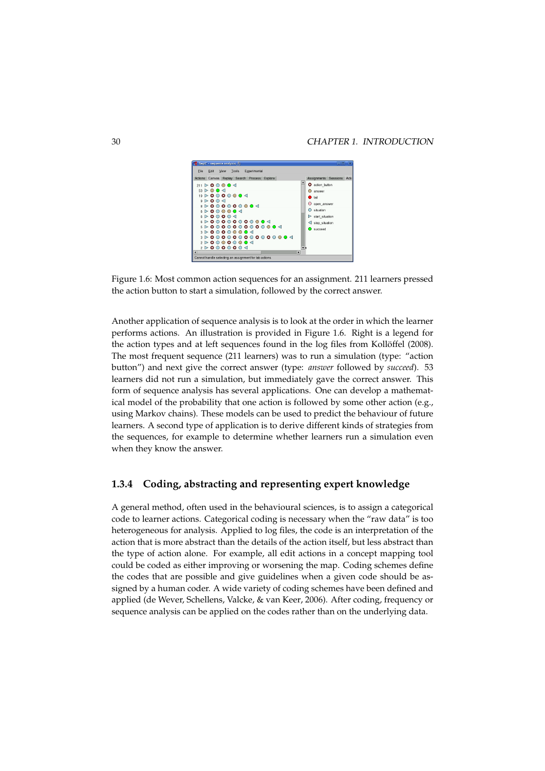Figure 1.6: Most common action sequences for an assignment. 211 learners pressed the action button to start a simulation, followed by the correct answer.

Another application of sequence analysis is to look at the order in which the learner performs actions. An illustration is provided in Figure 1.6. Right is a legend for the action types and at left sequences found in the log files from Kollöffel (2008). The most frequent sequence (211 learners) was to run a simulation (type: "action button") and next give the correct answer (type: *answer* followed by *succeed*). 53 learners did not run a simulation, but immediately gave the correct answer. This form of sequence analysis has several applications. One can develop a mathematical model of the probability that one action is followed by some other action (e.g., using Markov chains). These models can be used to predict the behaviour of future learners. A second type of application is to derive different kinds of strategies from the sequences, for example to determine whether learners run a simulation even when they know the answer.

### 1.3.4 Coding, abstracting and representing expert knowledge

A general method, often used in the behavioural sciences, is to assign a categorical code to learner actions. Categorical coding is necessary when the "raw data" is too heterogeneous for analysis. Applied to log files, the code is an interpretation of the action that is more abstract than the details of the action itself, but less abstract than the type of action alone. For example, all edit actions in a concept mapping tool could be coded as either improving or worsening the map. Coding schemes define the codes that are possible and give guidelines when a given code should be assigned by a human coder. A wide variety of coding schemes have been defined and applied (de Wever, Schellens, Valcke, & van Keer, 2006). After coding, frequency or sequence analysis can be applied on the codes rather than on the underlying data.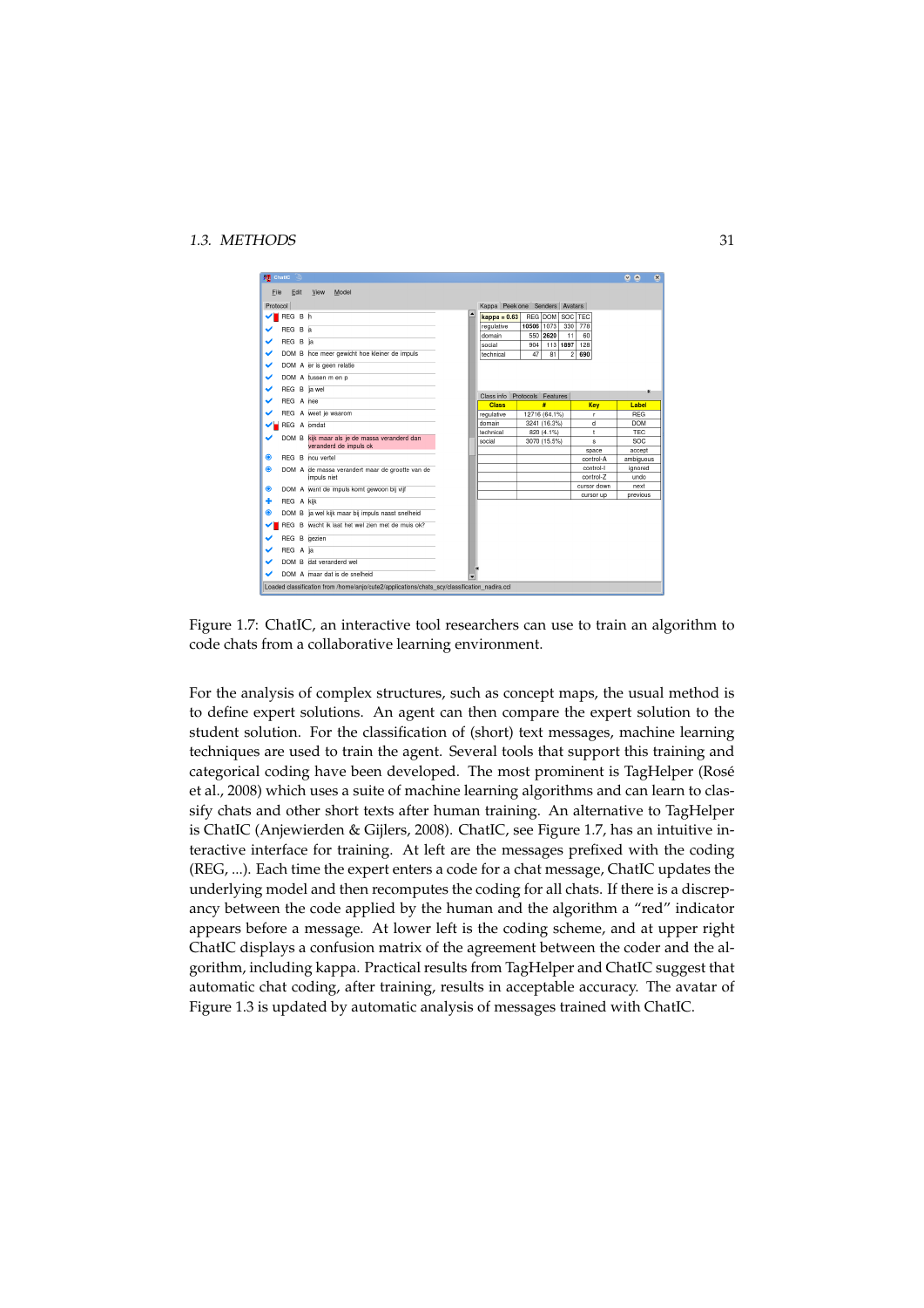Figure 1.7: ChatIC, an interactive tool researchers can use to train an algorithm to code chats from a collaborative learning environment.

For the analysis of complex structures, such as concept maps, the usual method is to define expert solutions. An agent can then compare the expert solution to the student solution. For the classification of (short) text messages, machine learning techniques are used to train the agent. Several tools that support this training and categorical coding have been developed. The most prominent is TagHelper (Rosé et al., 2008) which uses a suite of machine learning algorithms and can learn to classify chats and other short texts after human training. An alternative to TagHelper is ChatIC (Anjewierden & Gijlers, 2008). ChatIC, see Figure 1.7, has an intuitive interactive interface for training. At left are the messages prefixed with the coding (REG, ...). Each time the expert enters a code for a chat message, ChatIC updates the underlying model and then recomputes the coding for all chats. If there is a discrepancy between the code applied by the human and the algorithm a "red" indicator appears before a message. At lower left is the coding scheme, and at upper right ChatIC displays a confusion matrix of the agreement between the coder and the algorithm, including kappa. Practical results from TagHelper and ChatIC suggest that automatic chat coding, after training, results in acceptable accuracy. The avatar of Figure 1.3 is updated by automatic analysis of messages trained with ChatIC.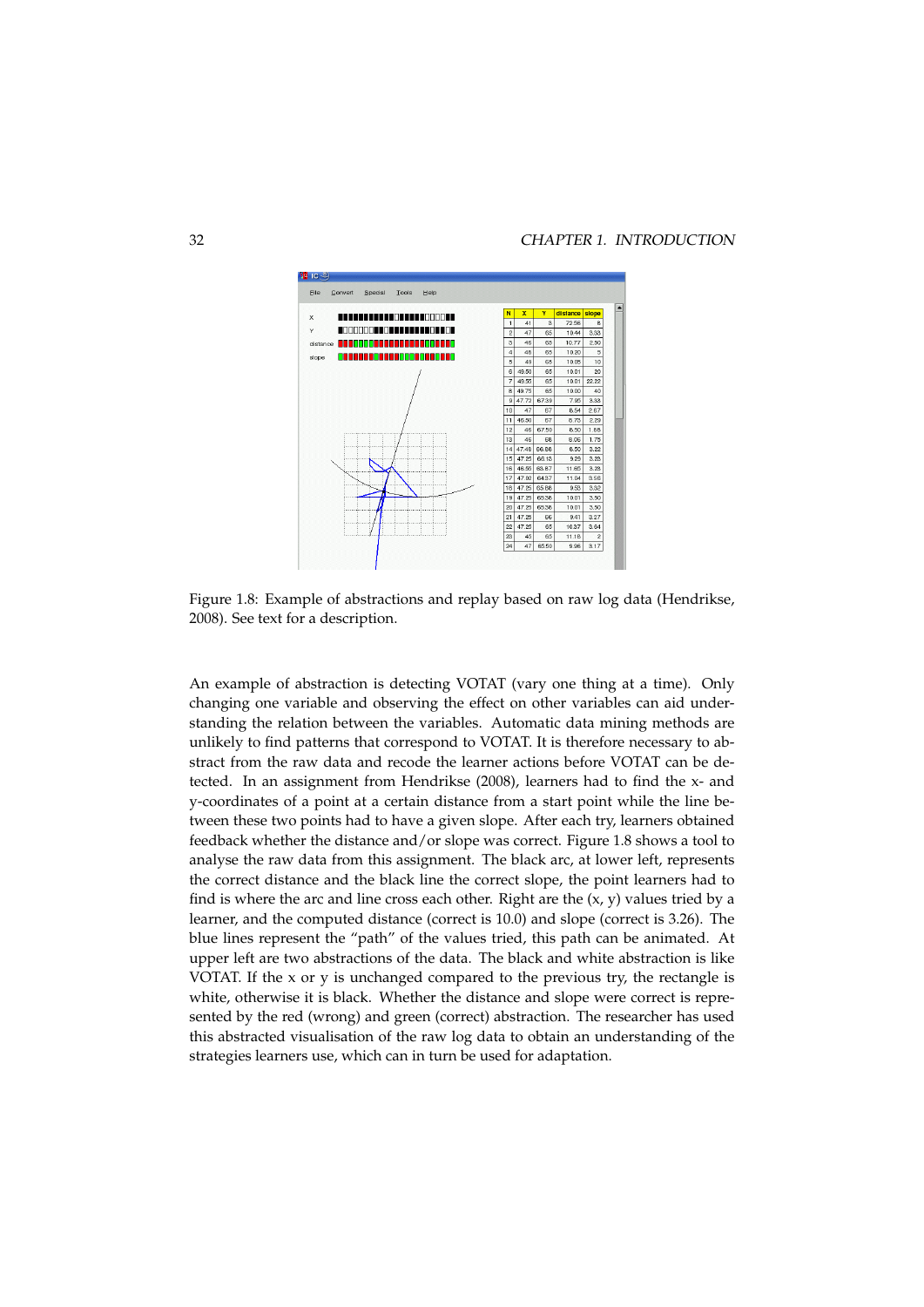Figure 1.8: Example of abstractions and replay based on raw log data (Hendrikse, 2008). See text for a description.

An example of abstraction is detecting VOTAT (vary one thing at a time). Only changing one variable and observing the effect on other variables can aid understanding the relation between the variables. Automatic data mining methods are unlikely to find patterns that correspond to VOTAT. It is therefore necessary to abstract from the raw data and recode the learner actions before VOTAT can be detected. In an assignment from Hendrikse (2008), learners had to find the x- and y-coordinates of a point at a certain distance from a start point while the line between these two points had to have a given slope. After each try, learners obtained feedback whether the distance and/or slope was correct. Figure 1.8 shows a tool to analyse the raw data from this assignment. The black arc, at lower left, represents the correct distance and the black line the correct slope, the point learners had to find is where the arc and line cross each other. Right are the (x, y) values tried by a learner, and the computed distance (correct is 10.0) and slope (correct is 3.26). The blue lines represent the "path" of the values tried, this path can be animated. At upper left are two abstractions of the data. The black and white abstraction is like VOTAT. If the x or y is unchanged compared to the previous try, the rectangle is white, otherwise it is black. Whether the distance and slope were correct is represented by the red (wrong) and green (correct) abstraction. The researcher has used this abstracted visualisation of the raw log data to obtain an understanding of the strategies learners use, which can in turn be used for adaptation.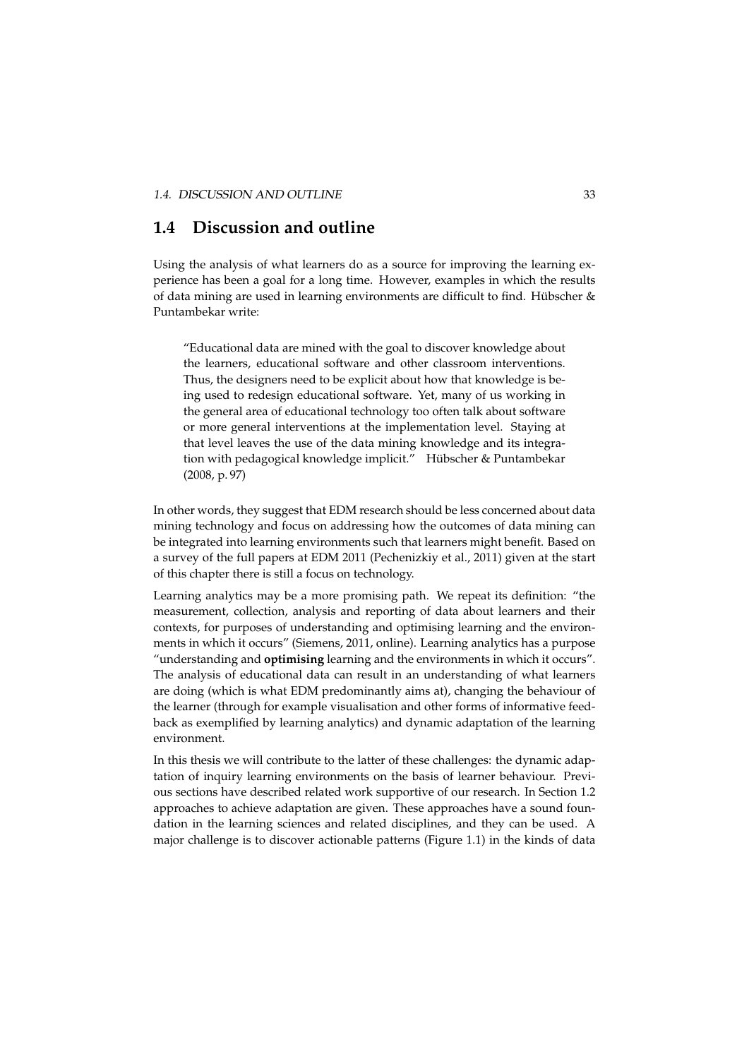## 1.4 Discussion and outline

Using the analysis of what learners do as a source for improving the learning experience has been a goal for a long time. However, examples in which the results of data mining are used in learning environments are difficult to find. Hübscher & Puntambekar write:

> "Educational data are mined with the goal to discover knowledge about the learners, educational software and other classroom interventions. Thus, the designers need to be explicit about how that knowledge is being used to redesign educational software. Yet, many of us working in the general area of educational technology too often talk about software or more general interventions at the implementation level. Staying at that level leaves the use of the data mining knowledge and its integration with pedagogical knowledge implicit." Hübscher & Puntambekar (2008, p. 97)

In other words, they suggest that EDM research should be less concerned about data mining technology and focus on addressing how the outcomes of data mining can be integrated into learning environments such that learners might benefit. Based on a survey of the full papers at EDM 2011 (Pechenizkiy et al., 2011) given at the start of this chapter there is still a focus on technology.

Learning analytics may be a more promising path. We repeat its definition: "the measurement, collection, analysis and reporting of data about learners and their contexts, for purposes of understanding and optimising learning and the environments in which it occurs" (Siemens, 2011, online). Learning analytics has a purpose "understanding and **optimising** learning and the environments in which it occurs". The analysis of educational data can result in an understanding of what learners are doing (which is what EDM predominantly aims at), changing the behaviour of the learner (through for example visualisation and other forms of informative feedback as exemplified by learning analytics) and dynamic adaptation of the learning environment.

In this thesis we will contribute to the latter of these challenges: the dynamic adaptation of inquiry learning environments on the basis of learner behaviour. Previous sections have described related work supportive of our research. In Section 1.2 approaches to achieve adaptation are given. These approaches have a sound foundation in the learning sciences and related disciplines, and they can be used. A major challenge is to discover actionable patterns (Figure 1.1) in the kinds of data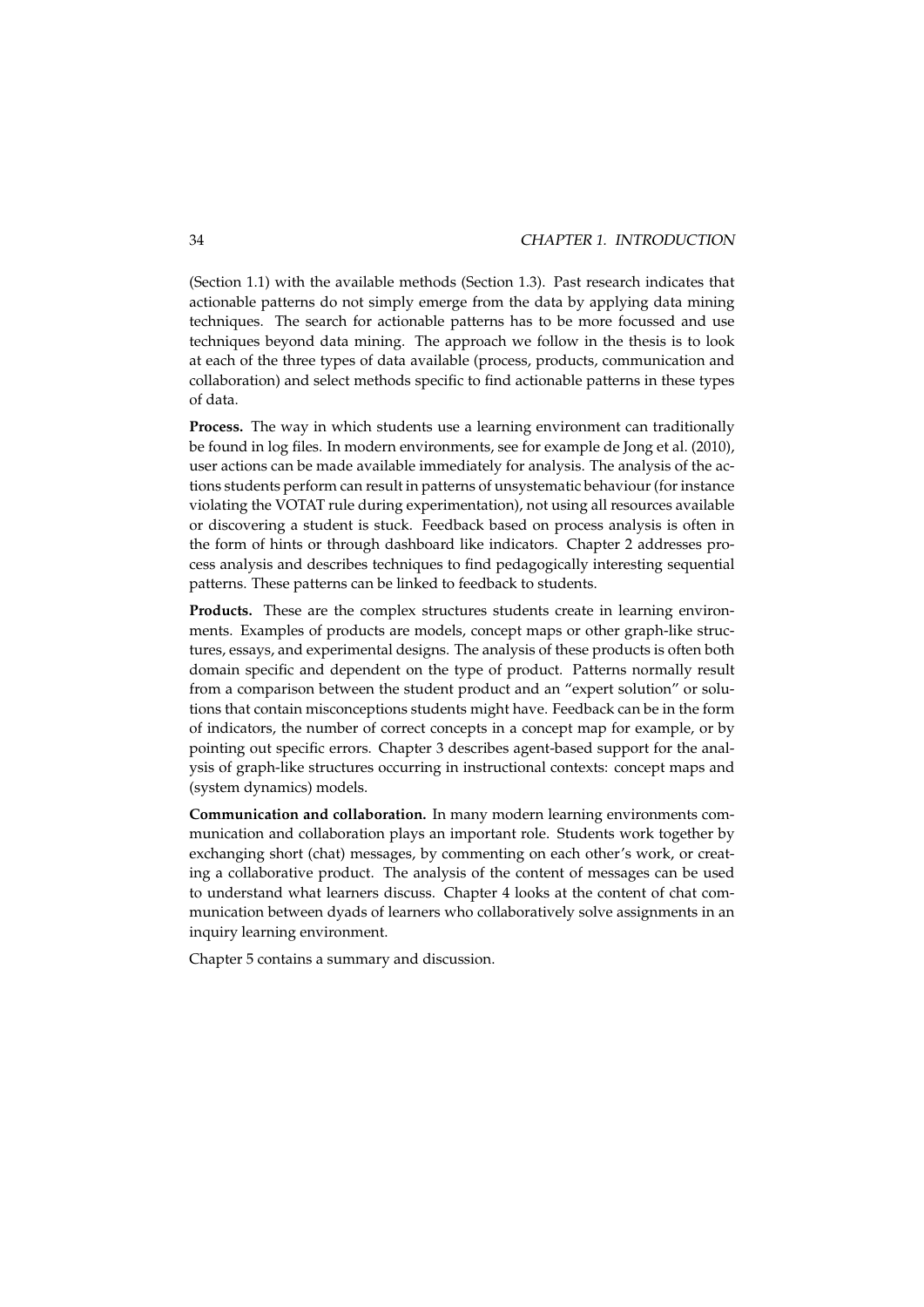(Section 1.1) with the available methods (Section 1.3). Past research indicates that actionable patterns do not simply emerge from the data by applying data mining techniques. The search for actionable patterns has to be more focussed and use techniques beyond data mining. The approach we follow in the thesis is to look at each of the three types of data available (process, products, communication and collaboration) and select methods specific to find actionable patterns in these types of data.

**Process.** The way in which students use a learning environment can traditionally be found in log files. In modern environments, see for example de Jong et al. (2010), user actions can be made available immediately for analysis. The analysis of the actions students perform can result in patterns of unsystematic behaviour (for instance violating the VOTAT rule during experimentation), not using all resources available or discovering a student is stuck. Feedback based on process analysis is often in the form of hints or through dashboard like indicators. Chapter 2 addresses process analysis and describes techniques to find pedagogically interesting sequential patterns. These patterns can be linked to feedback to students.

**Products.** These are the complex structures students create in learning environments. Examples of products are models, concept maps or other graph-like structures, essays, and experimental designs. The analysis of these products is often both domain specific and dependent on the type of product. Patterns normally result from a comparison between the student product and an "expert solution" or solutions that contain misconceptions students might have. Feedback can be in the form of indicators, the number of correct concepts in a concept map for example, or by pointing out specific errors. Chapter 3 describes agent-based support for the analysis of graph-like structures occurring in instructional contexts: concept maps and (system dynamics) models.

**Communication and collaboration.** In many modern learning environments communication and collaboration plays an important role. Students work together by exchanging short (chat) messages, by commenting on each other's work, or creating a collaborative product. The analysis of the content of messages can be used to understand what learners discuss. Chapter 4 looks at the content of chat communication between dyads of learners who collaboratively solve assignments in an inquiry learning environment.

Chapter 5 contains a summary and discussion.